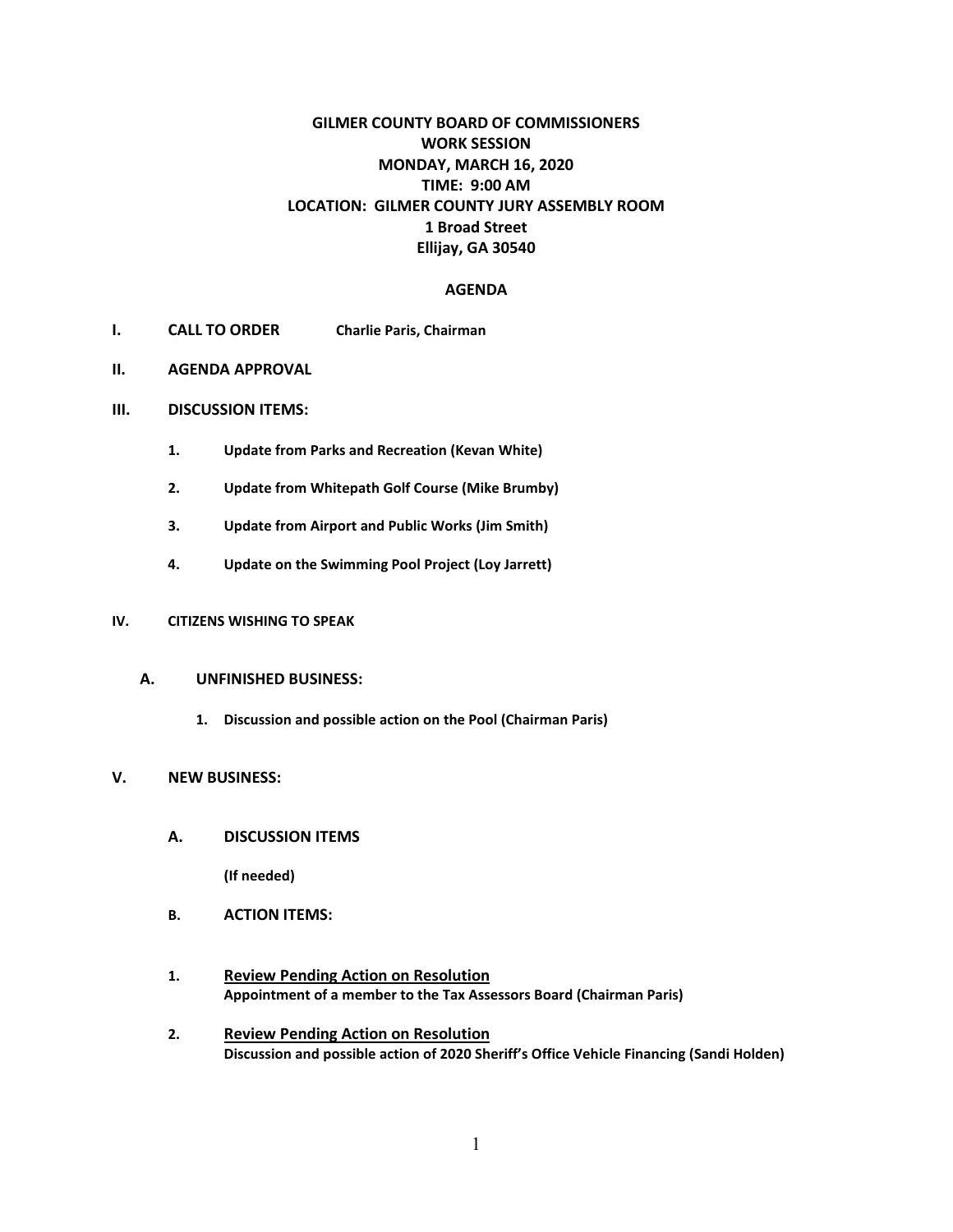# GILMER COUNTY BOARD OF COMMISSIONERS
## WORK SESSION
## MONDAY, MARCH 16, 2020
## TIME: 9:00 AM
## LOCATION: GILMER COUNTY JURY ASSEMBLY ROOM
## 1 Broad Street
## Ellijay, GA 30540

## AGENDA

**I. CALL TO ORDER** **Charlie Paris, Chairman**

**II. AGENDA APPROVAL**

**III. DISCUSSION ITEMS:**

1. **Update from Parks and Recreation (Kevan White)**
2. **Update from Whitepath Golf Course (Mike Brumby)**
3. **Update from Airport and Public Works (Jim Smith)**
4. **Update on the Swimming Pool Project (Loy Jarrett)**

**IV. CITIZENS WISHING TO SPEAK**

**A. UNFINISHED BUSINESS:**

1. **Discussion and possible action on the Pool (Chairman Paris)**

**V. NEW BUSINESS:**

**A. DISCUSSION ITEMS**

**(If needed)**

**B. ACTION ITEMS:**

1. **Review Pending Action on Resolution**
   **Appointment of a member to the Tax Assessors Board (Chairman Paris)**

2. **Review Pending Action on Resolution**
   **Discussion and possible action of 2020 Sheriff's Office Vehicle Financing (Sandi Holden)**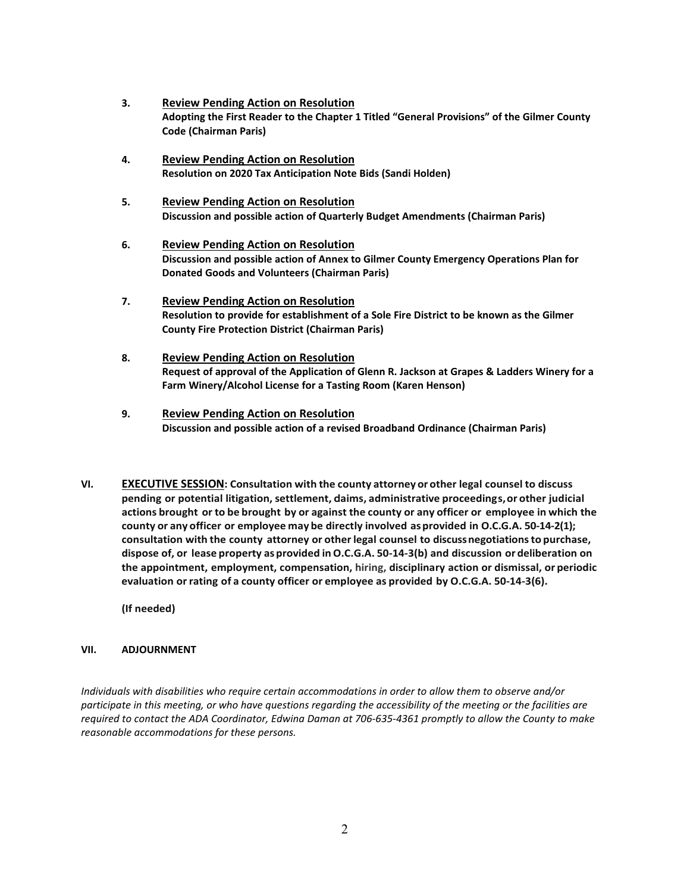3. **Review Pending Action on Resolution**
   **Adopting the First Reader to the Chapter 1 Titled "General Provisions" of the Gilmer County Code (Chairman Paris)**

4. **Review Pending Action on Resolution**
   **Resolution on 2020 Tax Anticipation Note Bids (Sandi Holden)**

5. **Review Pending Action on Resolution**
   **Discussion and possible action of Quarterly Budget Amendments (Chairman Paris)**

6. **Review Pending Action on Resolution**
   **Discussion and possible action of Annex to Gilmer County Emergency Operations Plan for Donated Goods and Volunteers (Chairman Paris)**

7. **Review Pending Action on Resolution**
   **Resolution to provide for establishment of a Sole Fire District to be known as the Gilmer County Fire Protection District (Chairman Paris)**

8. **Review Pending Action on Resolution**
   **Request of approval of the Application of Glenn R. Jackson at Grapes & Ladders Winery for a Farm Winery/Alcohol License for a Tasting Room (Karen Henson)**

9. **Review Pending Action on Resolution**
   **Discussion and possible action of a revised Broadband Ordinance (Chairman Paris)**

**VI. EXECUTIVE SESSION: Consultation with the county attorney or other legal counsel to discuss pending or potential litigation, settlement, daims, administrative proceedings, or other judicial actions brought or to be brought by or against the county or any officer or employee in which the county or any officer or employee may be directly involved as provided in O.C.G.A. 50-14-2(1); consultation with the county attorney or other legal counsel to discuss negotiations to purchase, dispose of, or lease property as provided in O.C.G.A. 50-14-3(b) and discussion or deliberation on the appointment, employment, compensation, hiring, disciplinary action or dismissal, or periodic evaluation or rating of a county officer or employee as provided by O.C.G.A. 50-14-3(6).**

**(If needed)**

**VII. ADJOURNMENT**

*Individuals with disabilities who require certain accommodations in order to allow them to observe and/or participate in this meeting, or who have questions regarding the accessibility of the meeting or the facilities are required to contact the ADA Coordinator, Edwina Daman at 706-635-4361 promptly to allow the County to make reasonable accommodations for these persons.*